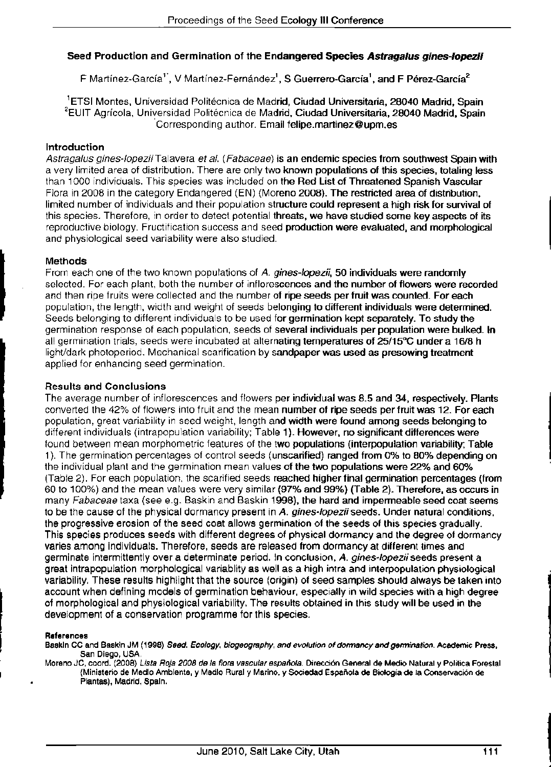## Seed Production and Germination of the Endangered Species *Astragalus gines-lopezii*

F Martínez-García[1*], V Martínez-Fernández[1], S Guerrero-García[1], and F Pérez-García[2]

[1]ETSI Montes, Universidad Politécnica de Madrid, Ciudad Universitaria, 28040 Madrid, Spain
[2]EUIT Agrícola, Universidad Politécnica de Madrid, Ciudad Universitaria, 28040 Madrid, Spain
*Corresponding author. Email felipe.martinez@upm.es

### Introduction

*Astragalus gines-lopezii* Talavera *et al.* (*Fabaceae*) is an endemic species from southwest Spain with a very limited area of distribution. There are only two known populations of this species, totaling less than 1000 individuals. This species was included on the Red List of Threatened Spanish Vascular Flora in 2008 in the category Endangered (EN) (Moreno 2008). The restricted area of distribution, limited number of individuals and their population structure could represent a high risk for survival of this species. Therefore, in order to detect potential threats, we have studied some key aspects of its reproductive biology. Fructification success and seed production were evaluated, and morphological and physiological seed variability were also studied.

### Methods

From each one of the two known populations of *A. gines-lopezii*, 50 individuals were randomly selected. For each plant, both the number of inflorescences and the number of flowers were recorded and then ripe fruits were collected and the number of ripe seeds per fruit was counted. For each population, the length, width and weight of seeds belonging to different individuals were determined. Seeds belonging to different individuals to be used for germination kept separately. To study the germination response of each population, seeds of several individuals per population were bulked. In all germination trials, seeds were incubated at alternating temperatures of 25/15°C under a 16/8 h light/dark photoperiod. Mechanical scarification by sandpaper was used as presowing treatment applied for enhancing seed germination.

### Results and Conclusions

The average number of inflorescences and flowers per individual was 8.5 and 34, respectively. Plants converted the 42% of flowers into fruit and the mean number of ripe seeds per fruit was 12. For each population, great variability in seed weight, length and width were found among seeds belonging to different individuals (intrapopulation variability; Table 1). However, no significant differences were found between mean morphometric features of the two populations (interpopulation variability; Table 1). The germination percentages of control seeds (unscarified) ranged from 0% to 80% depending on the individual plant and the germination mean values of the two populations were 22% and 60% (Table 2). For each population, the scarified seeds reached higher final germination percentages (from 60 to 100%) and the mean values were very similar (97% and 99%) (Table 2). Therefore, as occurs in many *Fabaceae* taxa (see e.g. Baskin and Baskin 1998), the hard and impermeable seed coat seems to be the cause of the physical dormancy present in *A. gines-lopezii* seeds. Under natural conditions, the progressive erosion of the seed coat allows germination of the seeds of this species gradually. This species produces seeds with different degrees of physical dormancy and the degree of dormancy varies among individuals. Therefore, seeds are released from dormancy at different times and germinate intermittently over a determinate period. In conclusion, *A. gines-lopezii* seeds present a great intrapopulation morphological variablity as well as a high intra and interpopulation physiological variability. These results highlight that the source (origin) of seed samples should always be taken into account when defining models of germination behaviour, especially in wild species with a high degree of morphological and physiological variability. The results obtained in this study will be used in the development of a conservation programme for this species.

#### References

Baskin CC and Baskin JM (1998) *Seed. Ecology, biogeography, and evolution of dormancy and germination.* Academic Press, San Diego, USA.

Moreno JC, coord. (2008) *Lista Roja 2008 de la flora vascular española.* Dirección General de Medio Natural y Política Forestal (Ministerio de Medio Ambiente, y Medio Rural y Marino, y Sociedad Española de Biología de la Conservación de Plantas), Madrid, Spain.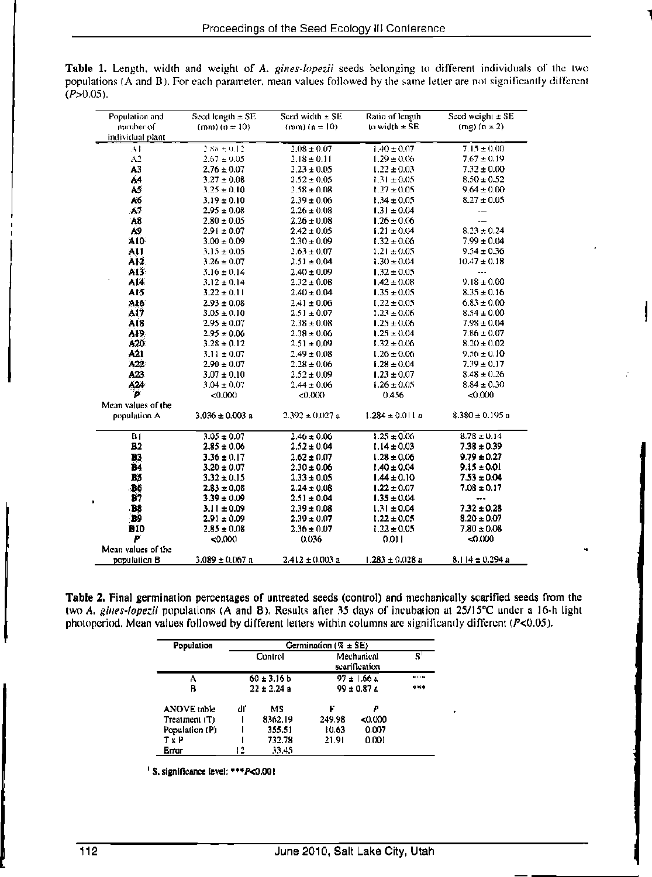**Table 1.** Length, width and weight of *A. gines-lopezii* seeds belonging to different individuals of the two populations (A and B). For each parameter, mean values followed by the same letter are not significantly different ($P$>0.05).

| Population and number of individual plant | Seed length ± SE (mm) (n = 10) | Seed width ± SE (mm) (n = 10) | Ratio of length to width ± SE | Seed weight ± SE (mg) (n = 2) |
|---|---|---|---|---|
| A1 | 2.88 ± 0.12 | 2.08 ± 0.07 | 1.40 ± 0.07 | 7.15 ± 0.00 |
| A2 | 2.67 ± 0.05 | 2.18 ± 0.11 | 1.29 ± 0.06 | 7.67 ± 0.19 |
| A3 | 2.76 ± 0.07 | 2.23 ± 0.05 | 1.22 ± 0.03 | 7.32 ± 0.00 |
| A4 | 3.27 ± 0.08 | 2.52 ± 0.05 | 1.31 ± 0.05 | 8.50 ± 0.52 |
| A5 | 3.25 ± 0.10 | 2.58 ± 0.08 | 1.27 ± 0.05 | 9.64 ± 0.00 |
| A6 | 3.19 ± 0.10 | 2.39 ± 0.06 | 1.34 ± 0.05 | 8.27 ± 0.05 |
| A7 | 2.95 ± 0.08 | 2.26 ± 0.08 | 1.31 ± 0.04 | — |
| A8 | 2.80 ± 0.05 | 2.26 ± 0.08 | 1.26 ± 0.06 | — |
| A9 | 2.91 ± 0.07 | 2.42 ± 0.05 | 1.21 ± 0.04 | 8.23 ± 0.24 |
| A10 | 3.00 ± 0.09 | 2.30 ± 0.09 | 1.32 ± 0.06 | 7.99 ± 0.04 |
| A11 | 3.15 ± 0.05 | 2.63 ± 0.07 | 1.21 ± 0.05 | 9.54 ± 0.36 |
| A12 | 3.26 ± 0.07 | 2.51 ± 0.04 | 1.30 ± 0.04 | 10.47 ± 0.18 |
| A13 | 3.16 ± 0.14 | 2.40 ± 0.09 | 1.32 ± 0.05 | --- |
| A14 | 3.12 ± 0.14 | 2.32 ± 0.08 | 1.42 ± 0.08 | 9.18 ± 0.00 |
| A15 | 3.22 ± 0.11 | 2.40 ± 0.04 | 1.35 ± 0.05 | 8.35 ± 0.16 |
| A16 | 2.93 ± 0.08 | 2.41 ± 0.06 | 1.22 ± 0.05 | 6.83 ± 0.00 |
| A17 | 3.05 ± 0.10 | 2.51 ± 0.07 | 1.23 ± 0.06 | 8.54 ± 0.00 |
| A18 | 2.95 ± 0.07 | 2.38 ± 0.08 | 1.25 ± 0.06 | 7.98 ± 0.04 |
| A19 | 2.95 ± 0.06 | 2.38 ± 0.06 | 1.25 ± 0.04 | 7.86 ± 0.07 |
| A20 | 3.28 ± 0.12 | 2.51 ± 0.09 | 1.32 ± 0.06 | 8.20 ± 0.02 |
| A21 | 3.11 ± 0.07 | 2.49 ± 0.08 | 1.26 ± 0.06 | 9.56 ± 0.10 |
| A22 | 2.90 ± 0.07 | 2.28 ± 0.06 | 1.28 ± 0.04 | 7.39 ± 0.17 |
| A23 | 3.07 ± 0.10 | 2.52 ± 0.09 | 1.23 ± 0.07 | 8.48 ± 0.26 |
| A24 | 3.04 ± 0.07 | 2.44 ± 0.06 | 1.26 ± 0.05 | 8.84 ± 0.30 |
| $P$ | <0.000 | <0.000 | 0.456 | <0.000 |
| Mean values of the population A | 3.036 ± 0.003 a | 2.392 ± 0.027 a | 1.284 ± 0.011 a | 8.380 ± 0.195 a |
| B1 | 3.05 ± 0.07 | 2.46 ± 0.06 | 1.25 ± 0.06 | 8.78 ± 0.14 |
| B2 | 2.85 ± 0.06 | 2.52 ± 0.04 | 1.14 ± 0.03 | 7.38 ± 0.39 |
| B3 | 3.36 ± 0.17 | 2.62 ± 0.07 | 1.28 ± 0.06 | 9.79 ± 0.27 |
| B4 | 3.20 ± 0.07 | 2.30 ± 0.06 | 1.40 ± 0.04 | 9.15 ± 0.01 |
| B5 | 3.32 ± 0.15 | 2.33 ± 0.05 | 1.44 ± 0.10 | 7.53 ± 0.04 |
| B6 | 2.83 ± 0.08 | 2.24 ± 0.08 | 1.22 ± 0.07 | 7.08 ± 0.17 |
| B7 | 3.39 ± 0.09 | 2.51 ± 0.04 | 1.35 ± 0.04 | --- |
| B8 | 3.11 ± 0.09 | 2.39 ± 0.08 | 1.31 ± 0.04 | 7.32 ± 0.28 |
| B9 | 2.91 ± 0.09 | 2.39 ± 0.07 | 1.22 ± 0.05 | 8.20 ± 0.07 |
| B10 | 2.85 ± 0.08 | 2.36 ± 0.07 | 1.22 ± 0.05 | 7.80 ± 0.08 |
| $P$ | <0.000 | 0.036 | 0.011 | <0.000 |
| Mean values of the population B | 3.089 ± 0.067 a | 2.412 ± 0.003 a | 1.283 ± 0.028 a | 8.114 ± 0.294 a |

**Table 2.** Final germination percentages of untreated seeds (control) and mechanically scarified seeds from the two *A. gines-lopezii* populations (A and B). Results after 35 days of incubation at 25/15°C under a 16-h light photoperiod. Mean values followed by different letters within columns are significantly different ($P$<0.05).

| Population | Germination (% ± SE) | | | |
|---|---|---|---|---|
| | Control | | Mechanical scarification | S[1] |
| A | 60 ± 3.16 b | | 97 ± 1.66 a | *** |
| B | 22 ± 2.24 a | | 99 ± 0.87 a | *** |
| ANOVE table | df | MS | F | $P$ |
| Treatment (T) | 1 | 8362.19 | 249.98 | <0.000 |
| Population (P) | 1 | 355.51 | 10.63 | 0.007 |
| T x P | 1 | 732.78 | 21.91 | 0.001 |
| Error | 12 | 33.45 | | |

[1] S, significance level: ***$P$<0.001